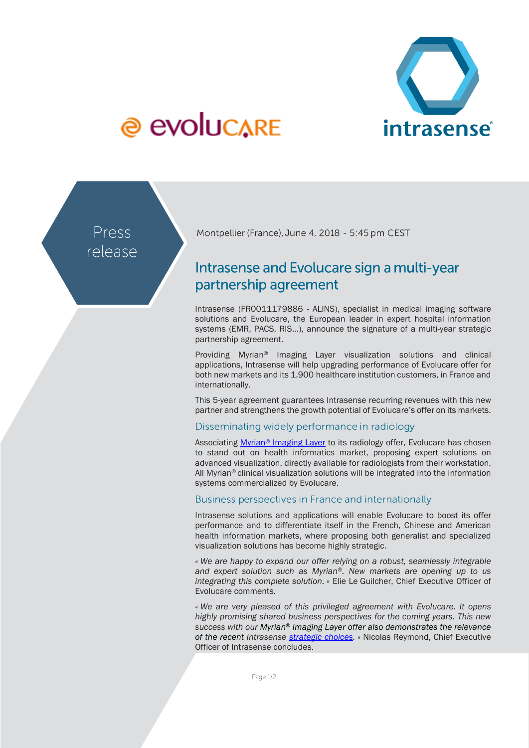Press release

Montpellier (France), June 4, 2018 - 5:45 pm CEST

# Intrasense and Evolucare sign a multi-year partnership agreement

Intrasense (FR0011179886 - ALINS), specialist in medical imaging software solutions and Evolucare, the European leader in expert hospital information systems (EMR, PACS, RIS…), announce the signature of a multi-year strategic partnership agreement.

Providing Myrian® Imaging Layer visualization solutions and clinical applications, Intrasense will help upgrading performance of Evolucare offer for both new markets and its 1.900 healthcare institution customers, in France and internationally.

This 5-year agreement guarantees Intrasense recurring revenues with this new partner and strengthens the growth potential of Evolucare's offer on its markets.

## Disseminating widely performance in radiology

Associating Myrian® Imaging Layer to its radiology offer, Evolucare has chosen to stand out on health informatics market, proposing expert solutions on advanced visualization, directly available for radiologists from their workstation. All Myrian® clinical visualization solutions will be integrated into the information systems commercialized by Evolucare.

## Business perspectives in France and internationally

Intrasense solutions and applications will enable Evolucare to boost its offer performance and to differentiate itself in the French, Chinese and American health information markets, where proposing both generalist and specialized visualization solutions has become highly strategic.

« *We are happy to expand our offer relying on a robust, seamlessly integrable and expert solution such as Myrian®. New markets are opening up to us integrating this complete solution.* » Elie Le Guilcher, Chief Executive Officer of Evolucare comments.

« *We are very pleased of this privileged agreement with Evolucare. It opens highly promising shared business perspectives for the coming years. This new success with our Myrian® Imaging Layer offer also demonstrates the relevance of the recent Intrasense strategic choices.* » Nicolas Reymond, Chief Executive Officer of Intrasense concludes.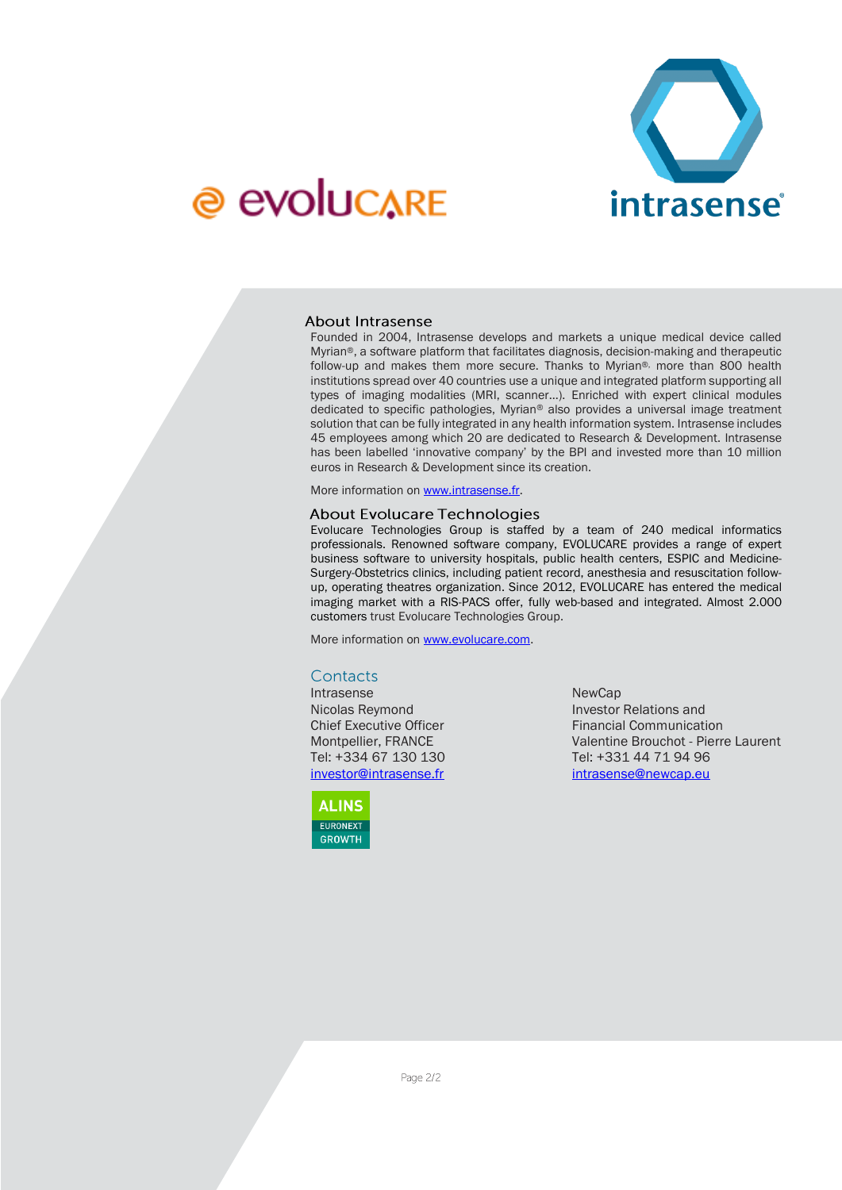## About Intrasense

Founded in 2004, Intrasense develops and markets a unique medical device called Myrian®, a software platform that facilitates diagnosis, decision-making and therapeutic follow-up and makes them more secure. Thanks to Myrian®, more than 800 health institutions spread over 40 countries use a unique and integrated platform supporting all types of imaging modalities (MRI, scanner…). Enriched with expert clinical modules dedicated to specific pathologies, Myrian® also provides a universal image treatment solution that can be fully integrated in any health information system. Intrasense includes 45 employees among which 20 are dedicated to Research & Development. Intrasense has been labelled 'innovative company' by the BPI and invested more than 10 million euros in Research & Development since its creation.

More information on www.intrasense.fr.

## About Evolucare Technologies

Evolucare Technologies Group is staffed by a team of 240 medical informatics professionals. Renowned software company, EVOLUCARE provides a range of expert business software to university hospitals, public health centers, ESPIC and Medicine-Surgery-Obstetrics clinics, including patient record, anesthesia and resuscitation follow-up, operating theatres organization. Since 2012, EVOLUCARE has entered the medical imaging market with a RIS-PACS offer, fully web-based and integrated. Almost 2.000 customers trust Evolucare Technologies Group.

More information on www.evolucare.com.

## Contacts

Intrasense
Nicolas Reymond
Chief Executive Officer
Montpellier, FRANCE
Tel: +334 67 130 130
investor@intrasense.fr

NewCap
Investor Relations and
Financial Communication
Valentine Brouchot - Pierre Laurent
Tel: +331 44 71 94 96
intrasense@newcap.eu

ALINS
EURONEXT
GROWTH